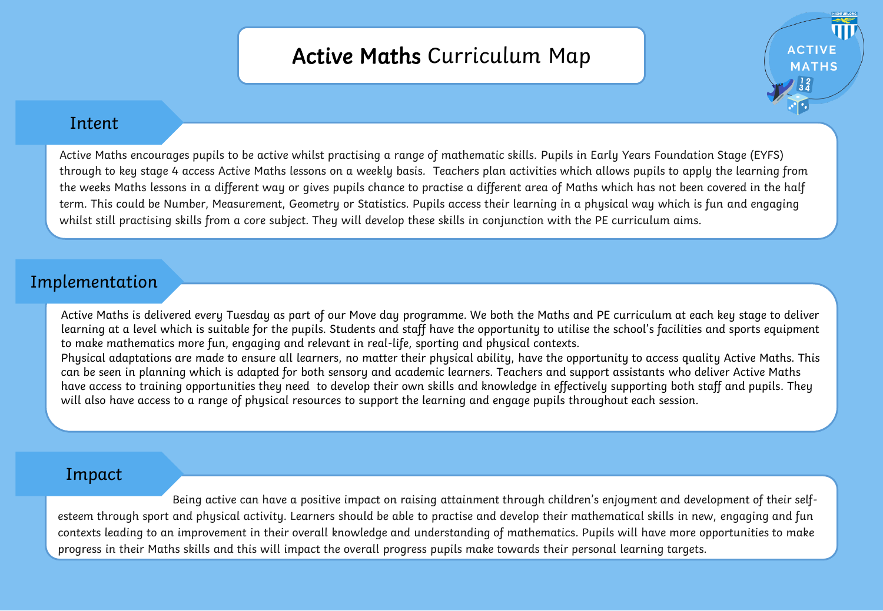# **Active Maths** Curriculum Map

## Intent

Active Maths encourages pupils to be active whilst practising a range of mathematic skills. Pupils in Early Years Foundation Stage (EYFS) through to key stage 4 access Active Maths lessons on a weekly basis. Teachers plan activities which allows pupils to apply the learning from the weeks Maths lessons in a different way or gives pupils chance to practise a different area of Maths which has not been covered in the half term. This could be Number, Measurement, Geometry or Statistics. Pupils access their learning in a physical way which is fun and engaging whilst still practising skills from a core subject. They will develop these skills in conjunction with the PE curriculum aims.

## Implementation

Active Maths is delivered every Tuesday as part of our Move day programme. We both the Maths and PE curriculum at each key stage to deliver learning at a level which is suitable for the pupils. Students and staff have the opportunity to utilise the school's facilities and sports equipment to make mathematics more fun, engaging and relevant in real-life, sporting and physical contexts.

Physical adaptations are made to ensure all learners, no matter their physical ability, have the opportunity to access quality Active Maths. This can be seen in planning which is adapted for both sensory and academic learners. Teachers and support assistants who deliver Active Maths have access to training opportunities they need to develop their own skills and knowledge in effectively supporting both staff and pupils. They will also have access to a range of physical resources to support the learning and engage pupils throughout each session.

## Impact

Being active can have a positive impact on raising attainment through children's enjoyment and development of their self-esteem through sport and physical activity. Learners should be able to practise and develop their mathematical skills in new, engaging and fun contexts leading to an improvement in their overall knowledge and understanding of mathematics. Pupils will have more opportunities to make progress in their Maths skills and this will impact the overall progress pupils make towards their personal learning targets.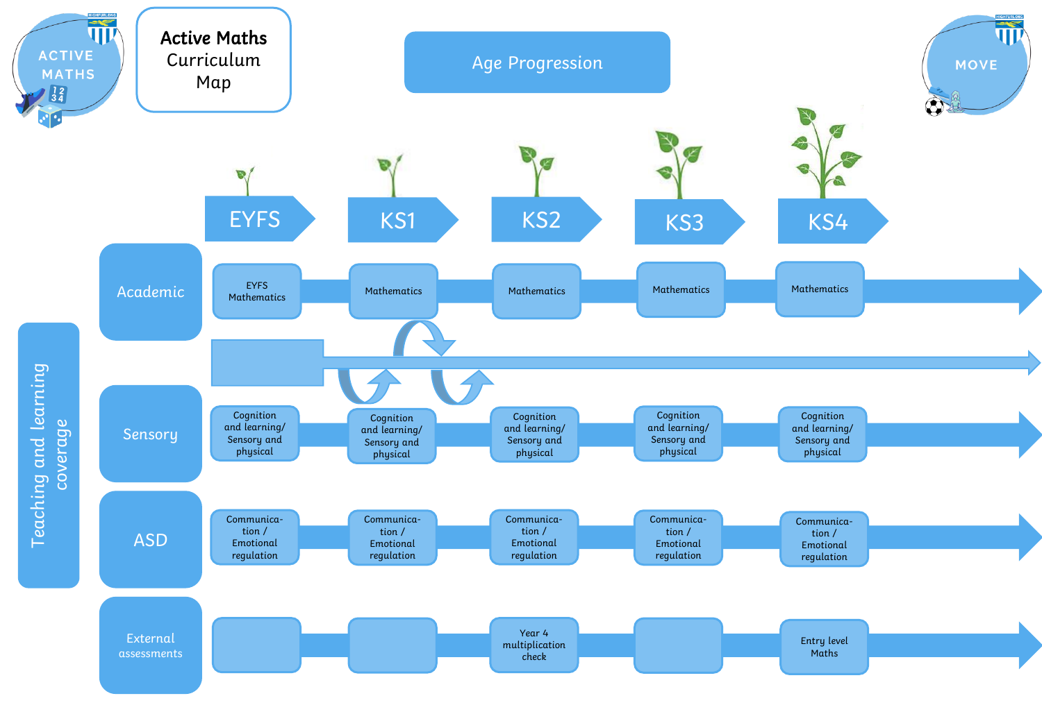# Active Maths Curriculum Map

ACTIVE MATHS

MOVE

## Age Progression

**Teaching and learning coverage**

| | EYFS | KS1 | KS2 | KS3 | KS4 |
|---|---|---|---|---|---|
| Academic | EYFS Mathematics | Mathematics | Mathematics | Mathematics | Mathematics |
| Sensory | Cognition and learning/ Sensory and physical | Cognition and learning/ Sensory and physical | Cognition and learning/ Sensory and physical | Cognition and learning/ Sensory and physical | Cognition and learning/ Sensory and physical |
| ASD | Communica-tion / Emotional regulation | Communica-tion / Emotional regulation | Communica-tion / Emotional regulation | Communica-tion / Emotional regulation | Communica-tion / Emotional regulation |
| External assessments | | | Year 4 multiplication check | | Entry level Maths |